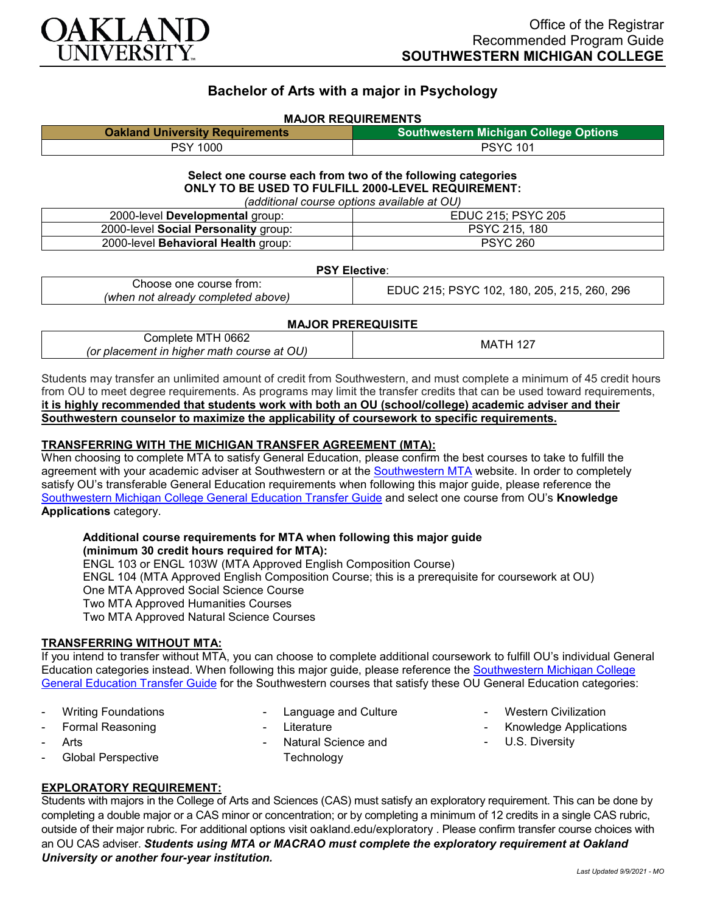Office of the Registrar
Recommended Program Guide
**SOUTHWESTERN MICHIGAN COLLEGE**

# Bachelor of Arts with a major in Psychology

## MAJOR REQUIREMENTS

| Oakland University Requirements | Southwestern Michigan College Options |
|---|---|
| PSY 1000 | PSYC 101 |

**Select one course each from two of the following categories**
**ONLY TO BE USED TO FULFILL 2000-LEVEL REQUIREMENT:**
*(additional course options available at OU)*

| | |
|---|---|
| 2000-level **Developmental** group: | EDUC 215; PSYC 205 |
| 2000-level **Social Personality** group: | PSYC 215, 180 |
| 2000-level **Behavioral Health** group: | PSYC 260 |

**PSY Elective**:

| | |
|---|---|
| Choose one course from: *(when not already completed above)* | EDUC 215; PSYC 102, 180, 205, 215, 260, 296 |

**MAJOR PREREQUISITE**

| | |
|---|---|
| Complete MTH 0662 *(or placement in higher math course at OU)* | MATH 127 |

Students may transfer an unlimited amount of credit from Southwestern, and must complete a minimum of 45 credit hours from OU to meet degree requirements. As programs may limit the transfer credits that can be used toward requirements, **it is highly recommended that students work with both an OU (school/college) academic adviser and their Southwestern counselor to maximize the applicability of coursework to specific requirements.**

### TRANSFERRING WITH THE MICHIGAN TRANSFER AGREEMENT (MTA):

When choosing to complete MTA to satisfy General Education, please confirm the best courses to take to fulfill the agreement with your academic adviser at Southwestern or at the Southwestern MTA website. In order to completely satisfy OU's transferable General Education requirements when following this major guide, please reference the Southwestern Michigan College General Education Transfer Guide and select one course from OU's **Knowledge Applications** category.

**Additional course requirements for MTA when following this major guide (minimum 30 credit hours required for MTA):**
ENGL 103 or ENGL 103W (MTA Approved English Composition Course)
ENGL 104 (MTA Approved English Composition Course; this is a prerequisite for coursework at OU)
One MTA Approved Social Science Course
Two MTA Approved Humanities Courses
Two MTA Approved Natural Science Courses

### TRANSFERRING WITHOUT MTA:

If you intend to transfer without MTA, you can choose to complete additional coursework to fulfill OU's individual General Education categories instead. When following this major guide, please reference the Southwestern Michigan College General Education Transfer Guide for the Southwestern courses that satisfy these OU General Education categories:

- Writing Foundations
- Formal Reasoning
- Arts
- Global Perspective
- Language and Culture
- Literature
- Natural Science and Technology
- Western Civilization
- Knowledge Applications
- U.S. Diversity

### EXPLORATORY REQUIREMENT:

Students with majors in the College of Arts and Sciences (CAS) must satisfy an exploratory requirement. This can be done by completing a double major or a CAS minor or concentration; or by completing a minimum of 12 credits in a single CAS rubric, outside of their major rubric. For additional options visit oakland.edu/exploratory . Please confirm transfer course choices with an OU CAS adviser. ***Students using MTA or MACRAO must complete the exploratory requirement at Oakland University or another four-year institution.***

*Last Updated 9/9/2021 - MO*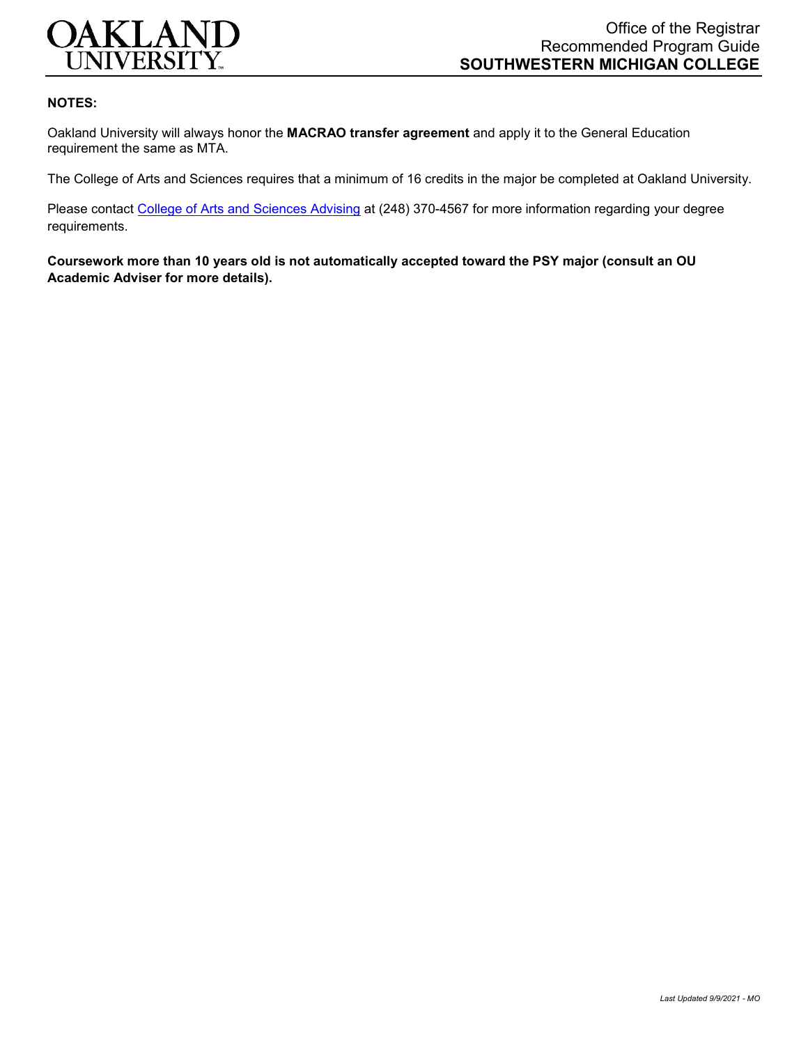**NOTES:**

Oakland University will always honor the **MACRAO transfer agreement** and apply it to the General Education requirement the same as MTA.

The College of Arts and Sciences requires that a minimum of 16 credits in the major be completed at Oakland University.

Please contact College of Arts and Sciences Advising at (248) 370-4567 for more information regarding your degree requirements.

**Coursework more than 10 years old is not automatically accepted toward the PSY major (consult an OU Academic Adviser for more details).**

*Last Updated 9/9/2021 - MO*